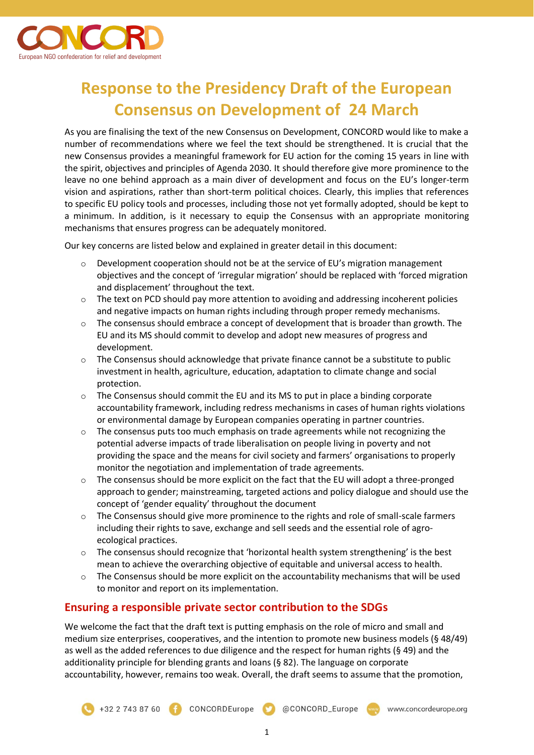# Response to the Presidency Draft of the European Consensus on Development of 24 March

As you are finalising the text of the new Consensus on Development, CONCORD would like to make a number of recommendations where we feel the text should be strengthened. It is crucial that the new Consensus provides a meaningful framework for EU action for the coming 15 years in line with the spirit, objectives and principles of Agenda 2030. It should therefore give more prominence to the leave no one behind approach as a main diver of development and focus on the EU's longer-term vision and aspirations, rather than short-term political choices. Clearly, this implies that references to specific EU policy tools and processes, including those not yet formally adopted, should be kept to a minimum. In addition, is it necessary to equip the Consensus with an appropriate monitoring mechanisms that ensures progress can be adequately monitored.

Our key concerns are listed below and explained in greater detail in this document:

- Development cooperation should not be at the service of EU's migration management objectives and the concept of 'irregular migration' should be replaced with 'forced migration and displacement' throughout the text.
- The text on PCD should pay more attention to avoiding and addressing incoherent policies and negative impacts on human rights including through proper remedy mechanisms.
- The consensus should embrace a concept of development that is broader than growth. The EU and its MS should commit to develop and adopt new measures of progress and development.
- The Consensus should acknowledge that private finance cannot be a substitute to public investment in health, agriculture, education, adaptation to climate change and social protection.
- The Consensus should commit the EU and its MS to put in place a binding corporate accountability framework, including redress mechanisms in cases of human rights violations or environmental damage by European companies operating in partner countries.
- The consensus puts too much emphasis on trade agreements while not recognizing the potential adverse impacts of trade liberalisation on people living in poverty and not providing the space and the means for civil society and farmers' organisations to properly monitor the negotiation and implementation of trade agreements.
- The consensus should be more explicit on the fact that the EU will adopt a three-pronged approach to gender; mainstreaming, targeted actions and policy dialogue and should use the concept of 'gender equality' throughout the document
- The Consensus should give more prominence to the rights and role of small-scale farmers including their rights to save, exchange and sell seeds and the essential role of agro-ecological practices.
- The consensus should recognize that 'horizontal health system strengthening' is the best mean to achieve the overarching objective of equitable and universal access to health.
- The Consensus should be more explicit on the accountability mechanisms that will be used to monitor and report on its implementation.

## Ensuring a responsible private sector contribution to the SDGs

We welcome the fact that the draft text is putting emphasis on the role of micro and small and medium size enterprises, cooperatives, and the intention to promote new business models (§ 48/49) as well as the added references to due diligence and the respect for human rights (§ 49) and the additionality principle for blending grants and loans (§ 82). The language on corporate accountability, however, remains too weak. Overall, the draft seems to assume that the promotion,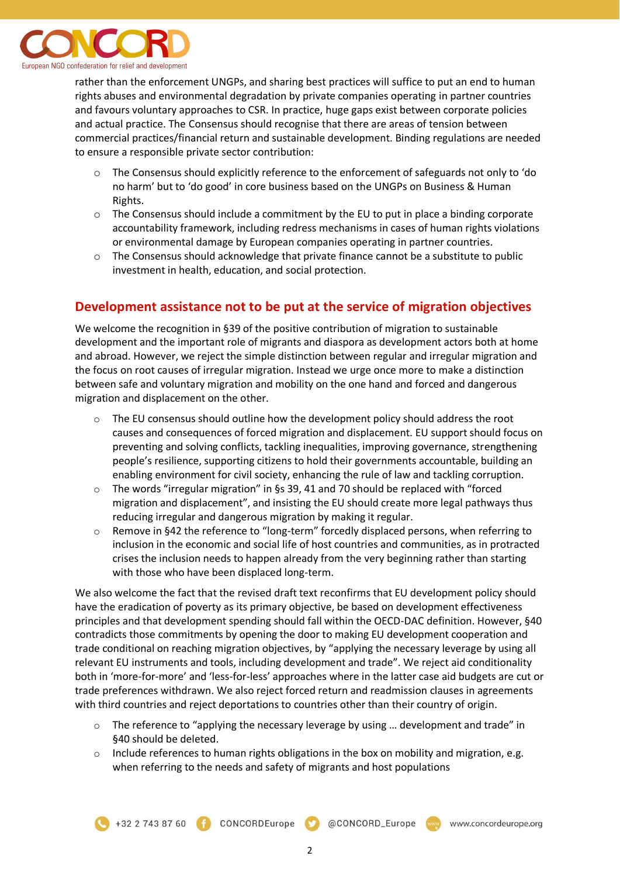rather than the enforcement UNGPs, and sharing best practices will suffice to put an end to human rights abuses and environmental degradation by private companies operating in partner countries and favours voluntary approaches to CSR. In practice, huge gaps exist between corporate policies and actual practice. The Consensus should recognise that there are areas of tension between commercial practices/financial return and sustainable development. Binding regulations are needed to ensure a responsible private sector contribution:

- The Consensus should explicitly reference to the enforcement of safeguards not only to 'do no harm' but to 'do good' in core business based on the UNGPs on Business & Human Rights.
- The Consensus should include a commitment by the EU to put in place a binding corporate accountability framework, including redress mechanisms in cases of human rights violations or environmental damage by European companies operating in partner countries.
- The Consensus should acknowledge that private finance cannot be a substitute to public investment in health, education, and social protection.

## Development assistance not to be put at the service of migration objectives

We welcome the recognition in §39 of the positive contribution of migration to sustainable development and the important role of migrants and diaspora as development actors both at home and abroad. However, we reject the simple distinction between regular and irregular migration and the focus on root causes of irregular migration. Instead we urge once more to make a distinction between safe and voluntary migration and mobility on the one hand and forced and dangerous migration and displacement on the other.

- The EU consensus should outline how the development policy should address the root causes and consequences of forced migration and displacement. EU support should focus on preventing and solving conflicts, tackling inequalities, improving governance, strengthening people's resilience, supporting citizens to hold their governments accountable, building an enabling environment for civil society, enhancing the rule of law and tackling corruption.
- The words "irregular migration" in §s 39, 41 and 70 should be replaced with "forced migration and displacement", and insisting the EU should create more legal pathways thus reducing irregular and dangerous migration by making it regular.
- Remove in §42 the reference to "long-term" forcedly displaced persons, when referring to inclusion in the economic and social life of host countries and communities, as in protracted crises the inclusion needs to happen already from the very beginning rather than starting with those who have been displaced long-term.

We also welcome the fact that the revised draft text reconfirms that EU development policy should have the eradication of poverty as its primary objective, be based on development effectiveness principles and that development spending should fall within the OECD-DAC definition. However, §40 contradicts those commitments by opening the door to making EU development cooperation and trade conditional on reaching migration objectives, by "applying the necessary leverage by using all relevant EU instruments and tools, including development and trade". We reject aid conditionality both in 'more-for-more' and 'less-for-less' approaches where in the latter case aid budgets are cut or trade preferences withdrawn. We also reject forced return and readmission clauses in agreements with third countries and reject deportations to countries other than their country of origin.

- The reference to "applying the necessary leverage by using … development and trade" in §40 should be deleted.
- Include references to human rights obligations in the box on mobility and migration, e.g. when referring to the needs and safety of migrants and host populations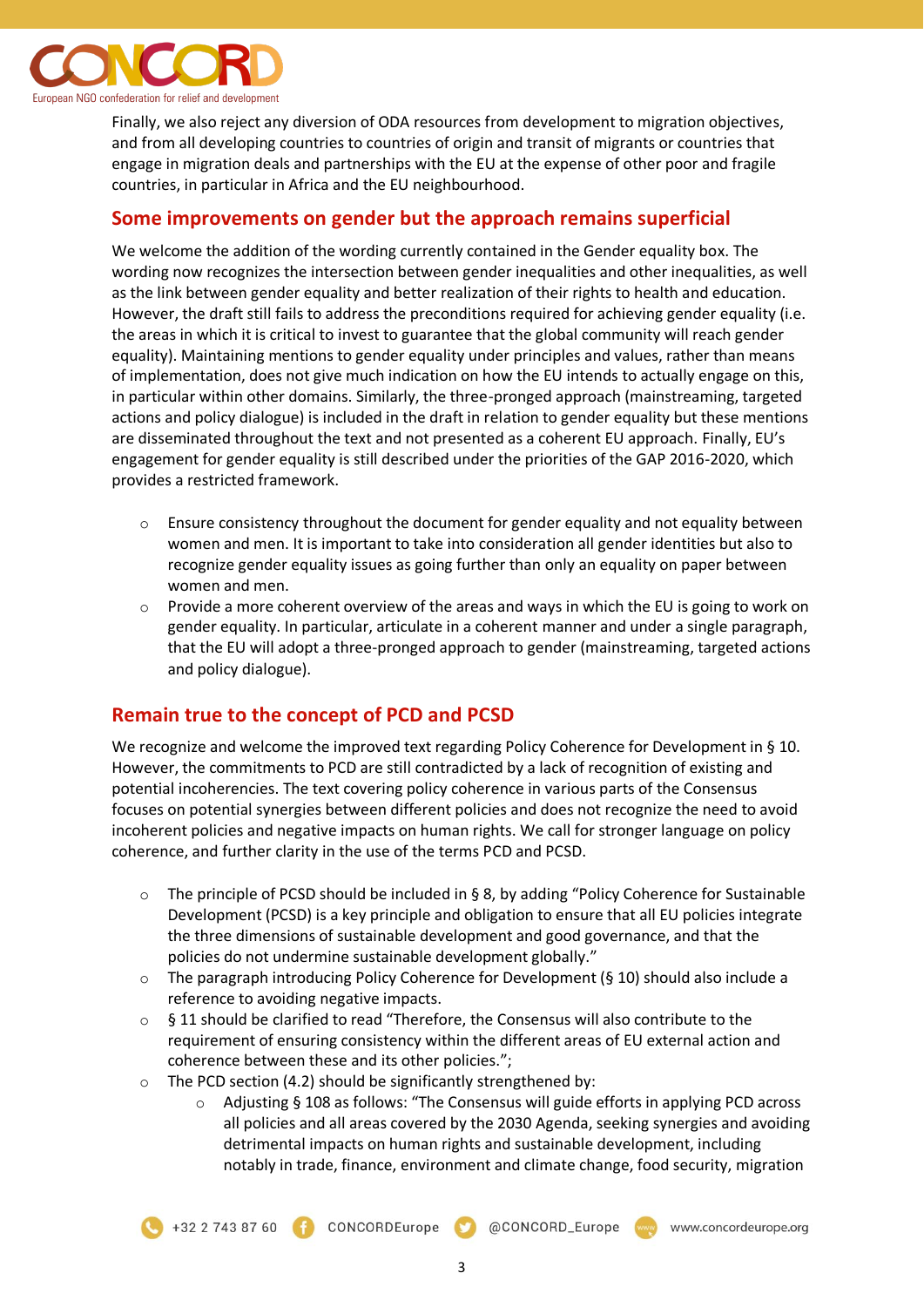Finally, we also reject any diversion of ODA resources from development to migration objectives, and from all developing countries to countries of origin and transit of migrants or countries that engage in migration deals and partnerships with the EU at the expense of other poor and fragile countries, in particular in Africa and the EU neighbourhood.

## Some improvements on gender but the approach remains superficial

We welcome the addition of the wording currently contained in the Gender equality box. The wording now recognizes the intersection between gender inequalities and other inequalities, as well as the link between gender equality and better realization of their rights to health and education. However, the draft still fails to address the preconditions required for achieving gender equality (i.e. the areas in which it is critical to invest to guarantee that the global community will reach gender equality). Maintaining mentions to gender equality under principles and values, rather than means of implementation, does not give much indication on how the EU intends to actually engage on this, in particular within other domains. Similarly, the three-pronged approach (mainstreaming, targeted actions and policy dialogue) is included in the draft in relation to gender equality but these mentions are disseminated throughout the text and not presented as a coherent EU approach. Finally, EU's engagement for gender equality is still described under the priorities of the GAP 2016-2020, which provides a restricted framework.

- Ensure consistency throughout the document for gender equality and not equality between women and men. It is important to take into consideration all gender identities but also to recognize gender equality issues as going further than only an equality on paper between women and men.
- Provide a more coherent overview of the areas and ways in which the EU is going to work on gender equality. In particular, articulate in a coherent manner and under a single paragraph, that the EU will adopt a three-pronged approach to gender (mainstreaming, targeted actions and policy dialogue).

## Remain true to the concept of PCD and PCSD

We recognize and welcome the improved text regarding Policy Coherence for Development in § 10. However, the commitments to PCD are still contradicted by a lack of recognition of existing and potential incoherencies. The text covering policy coherence in various parts of the Consensus focuses on potential synergies between different policies and does not recognize the need to avoid incoherent policies and negative impacts on human rights. We call for stronger language on policy coherence, and further clarity in the use of the terms PCD and PCSD.

- The principle of PCSD should be included in § 8, by adding "Policy Coherence for Sustainable Development (PCSD) is a key principle and obligation to ensure that all EU policies integrate the three dimensions of sustainable development and good governance, and that the policies do not undermine sustainable development globally."
- The paragraph introducing Policy Coherence for Development (§ 10) should also include a reference to avoiding negative impacts.
- § 11 should be clarified to read "Therefore, the Consensus will also contribute to the requirement of ensuring consistency within the different areas of EU external action and coherence between these and its other policies.";
- The PCD section (4.2) should be significantly strengthened by:
  - Adjusting § 108 as follows: "The Consensus will guide efforts in applying PCD across all policies and all areas covered by the 2030 Agenda, seeking synergies and avoiding detrimental impacts on human rights and sustainable development, including notably in trade, finance, environment and climate change, food security, migration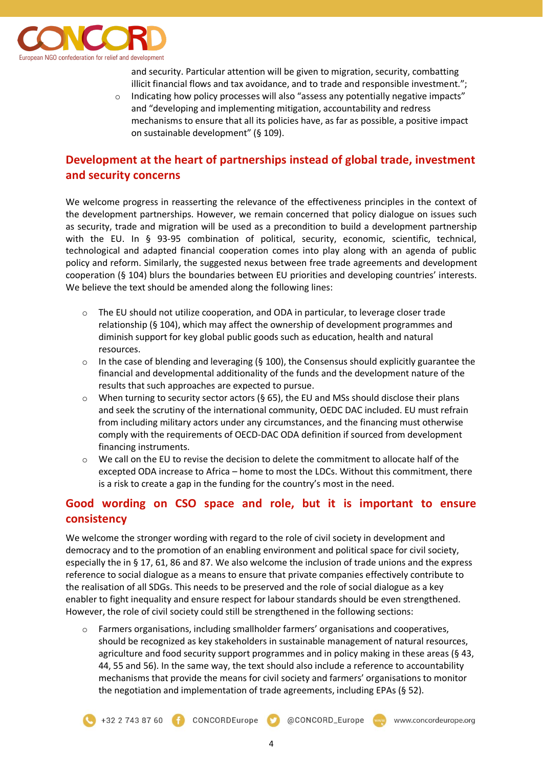and security. Particular attention will be given to migration, security, combatting illicit financial flows and tax avoidance, and to trade and responsible investment.";

- Indicating how policy processes will also "assess any potentially negative impacts" and "developing and implementing mitigation, accountability and redress mechanisms to ensure that all its policies have, as far as possible, a positive impact on sustainable development" (§ 109).

## Development at the heart of partnerships instead of global trade, investment and security concerns

We welcome progress in reasserting the relevance of the effectiveness principles in the context of the development partnerships. However, we remain concerned that policy dialogue on issues such as security, trade and migration will be used as a precondition to build a development partnership with the EU. In § 93-95 combination of political, security, economic, scientific, technical, technological and adapted financial cooperation comes into play along with an agenda of public policy and reform. Similarly, the suggested nexus between free trade agreements and development cooperation (§ 104) blurs the boundaries between EU priorities and developing countries' interests. We believe the text should be amended along the following lines:

- The EU should not utilize cooperation, and ODA in particular, to leverage closer trade relationship (§ 104), which may affect the ownership of development programmes and diminish support for key global public goods such as education, health and natural resources.
- In the case of blending and leveraging (§ 100), the Consensus should explicitly guarantee the financial and developmental additionality of the funds and the development nature of the results that such approaches are expected to pursue.
- When turning to security sector actors (§ 65), the EU and MSs should disclose their plans and seek the scrutiny of the international community, OEDC DAC included. EU must refrain from including military actors under any circumstances, and the financing must otherwise comply with the requirements of OECD-DAC ODA definition if sourced from development financing instruments.
- We call on the EU to revise the decision to delete the commitment to allocate half of the excepted ODA increase to Africa – home to most the LDCs. Without this commitment, there is a risk to create a gap in the funding for the country's most in the need.

## Good wording on CSO space and role, but it is important to ensure consistency

We welcome the stronger wording with regard to the role of civil society in development and democracy and to the promotion of an enabling environment and political space for civil society, especially the in § 17, 61, 86 and 87. We also welcome the inclusion of trade unions and the express reference to social dialogue as a means to ensure that private companies effectively contribute to the realisation of all SDGs. This needs to be preserved and the role of social dialogue as a key enabler to fight inequality and ensure respect for labour standards should be even strengthened. However, the role of civil society could still be strengthened in the following sections:

- Farmers organisations, including smallholder farmers' organisations and cooperatives, should be recognized as key stakeholders in sustainable management of natural resources, agriculture and food security support programmes and in policy making in these areas (§ 43, 44, 55 and 56). In the same way, the text should also include a reference to accountability mechanisms that provide the means for civil society and farmers' organisations to monitor the negotiation and implementation of trade agreements, including EPAs (§ 52).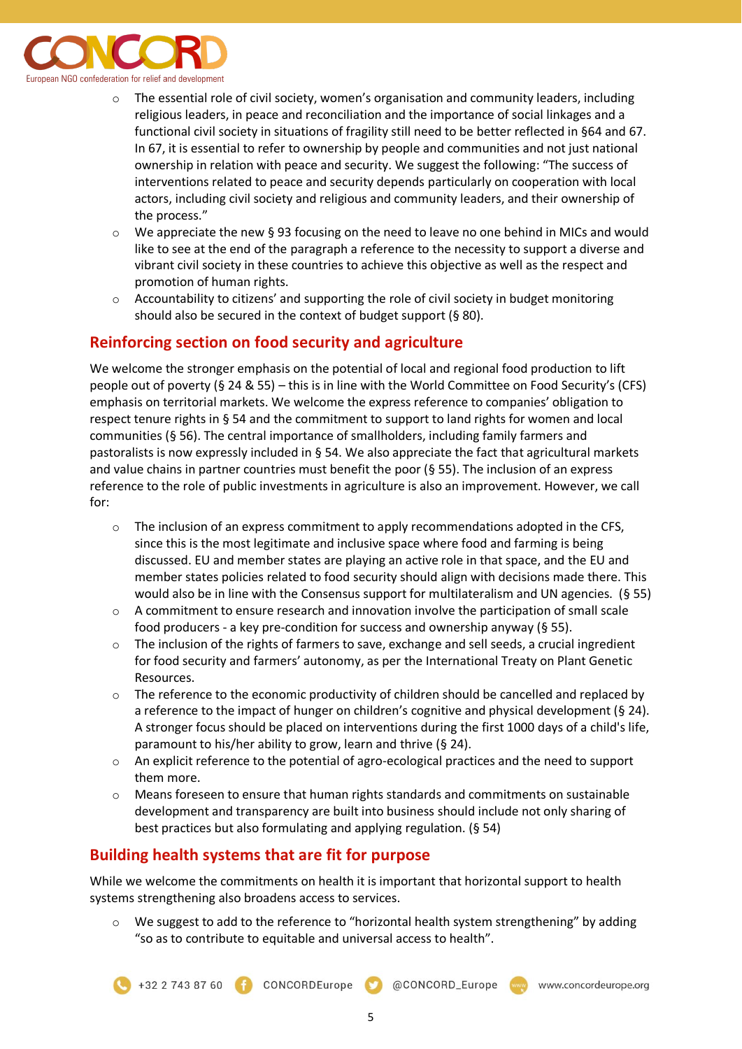- The essential role of civil society, women's organisation and community leaders, including religious leaders, in peace and reconciliation and the importance of social linkages and a functional civil society in situations of fragility still need to be better reflected in §64 and 67. In 67, it is essential to refer to ownership by people and communities and not just national ownership in relation with peace and security. We suggest the following: "The success of interventions related to peace and security depends particularly on cooperation with local actors, including civil society and religious and community leaders, and their ownership of the process."
- We appreciate the new § 93 focusing on the need to leave no one behind in MICs and would like to see at the end of the paragraph a reference to the necessity to support a diverse and vibrant civil society in these countries to achieve this objective as well as the respect and promotion of human rights.
- Accountability to citizens' and supporting the role of civil society in budget monitoring should also be secured in the context of budget support (§ 80).

## Reinforcing section on food security and agriculture

We welcome the stronger emphasis on the potential of local and regional food production to lift people out of poverty (§ 24 & 55) – this is in line with the World Committee on Food Security's (CFS) emphasis on territorial markets. We welcome the express reference to companies' obligation to respect tenure rights in § 54 and the commitment to support to land rights for women and local communities (§ 56). The central importance of smallholders, including family farmers and pastoralists is now expressly included in § 54. We also appreciate the fact that agricultural markets and value chains in partner countries must benefit the poor (§ 55). The inclusion of an express reference to the role of public investments in agriculture is also an improvement. However, we call for:

- The inclusion of an express commitment to apply recommendations adopted in the CFS, since this is the most legitimate and inclusive space where food and farming is being discussed. EU and member states are playing an active role in that space, and the EU and member states policies related to food security should align with decisions made there. This would also be in line with the Consensus support for multilateralism and UN agencies. (§ 55)
- A commitment to ensure research and innovation involve the participation of small scale food producers - a key pre-condition for success and ownership anyway (§ 55).
- The inclusion of the rights of farmers to save, exchange and sell seeds, a crucial ingredient for food security and farmers' autonomy, as per the International Treaty on Plant Genetic Resources.
- The reference to the economic productivity of children should be cancelled and replaced by a reference to the impact of hunger on children's cognitive and physical development (§ 24). A stronger focus should be placed on interventions during the first 1000 days of a child's life, paramount to his/her ability to grow, learn and thrive (§ 24).
- An explicit reference to the potential of agro-ecological practices and the need to support them more.
- Means foreseen to ensure that human rights standards and commitments on sustainable development and transparency are built into business should include not only sharing of best practices but also formulating and applying regulation. (§ 54)

## Building health systems that are fit for purpose

While we welcome the commitments on health it is important that horizontal support to health systems strengthening also broadens access to services.

- We suggest to add to the reference to "horizontal health system strengthening" by adding "so as to contribute to equitable and universal access to health".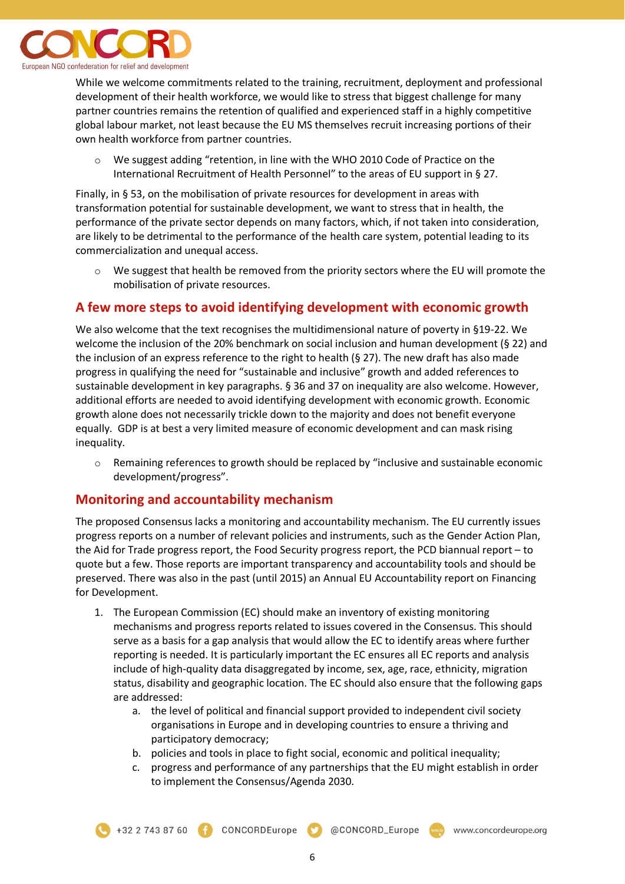While we welcome commitments related to the training, recruitment, deployment and professional development of their health workforce, we would like to stress that biggest challenge for many partner countries remains the retention of qualified and experienced staff in a highly competitive global labour market, not least because the EU MS themselves recruit increasing portions of their own health workforce from partner countries.

- We suggest adding "retention, in line with the WHO 2010 Code of Practice on the International Recruitment of Health Personnel" to the areas of EU support in § 27.

Finally, in § 53, on the mobilisation of private resources for development in areas with transformation potential for sustainable development, we want to stress that in health, the performance of the private sector depends on many factors, which, if not taken into consideration, are likely to be detrimental to the performance of the health care system, potential leading to its commercialization and unequal access.

- We suggest that health be removed from the priority sectors where the EU will promote the mobilisation of private resources.

## A few more steps to avoid identifying development with economic growth

We also welcome that the text recognises the multidimensional nature of poverty in §19-22. We welcome the inclusion of the 20% benchmark on social inclusion and human development (§ 22) and the inclusion of an express reference to the right to health (§ 27). The new draft has also made progress in qualifying the need for "sustainable and inclusive" growth and added references to sustainable development in key paragraphs. § 36 and 37 on inequality are also welcome. However, additional efforts are needed to avoid identifying development with economic growth. Economic growth alone does not necessarily trickle down to the majority and does not benefit everyone equally. GDP is at best a very limited measure of economic development and can mask rising inequality.

- Remaining references to growth should be replaced by "inclusive and sustainable economic development/progress".

## Monitoring and accountability mechanism

The proposed Consensus lacks a monitoring and accountability mechanism. The EU currently issues progress reports on a number of relevant policies and instruments, such as the Gender Action Plan, the Aid for Trade progress report, the Food Security progress report, the PCD biannual report – to quote but a few. Those reports are important transparency and accountability tools and should be preserved. There was also in the past (until 2015) an Annual EU Accountability report on Financing for Development.

1. The European Commission (EC) should make an inventory of existing monitoring mechanisms and progress reports related to issues covered in the Consensus. This should serve as a basis for a gap analysis that would allow the EC to identify areas where further reporting is needed. It is particularly important the EC ensures all EC reports and analysis include of high-quality data disaggregated by income, sex, age, race, ethnicity, migration status, disability and geographic location. The EC should also ensure that the following gaps are addressed:
    a. the level of political and financial support provided to independent civil society organisations in Europe and in developing countries to ensure a thriving and participatory democracy;
    b. policies and tools in place to fight social, economic and political inequality;
    c. progress and performance of any partnerships that the EU might establish in order to implement the Consensus/Agenda 2030.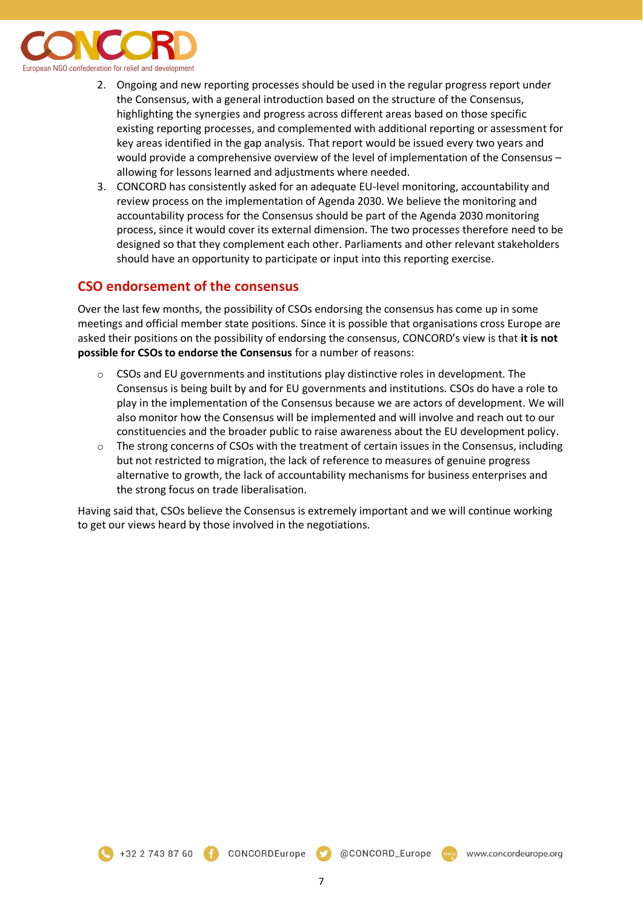2. Ongoing and new reporting processes should be used in the regular progress report under the Consensus, with a general introduction based on the structure of the Consensus, highlighting the synergies and progress across different areas based on those specific existing reporting processes, and complemented with additional reporting or assessment for key areas identified in the gap analysis. That report would be issued every two years and would provide a comprehensive overview of the level of implementation of the Consensus – allowing for lessons learned and adjustments where needed.
3. CONCORD has consistently asked for an adequate EU-level monitoring, accountability and review process on the implementation of Agenda 2030. We believe the monitoring and accountability process for the Consensus should be part of the Agenda 2030 monitoring process, since it would cover its external dimension. The two processes therefore need to be designed so that they complement each other. Parliaments and other relevant stakeholders should have an opportunity to participate or input into this reporting exercise.

## CSO endorsement of the consensus

Over the last few months, the possibility of CSOs endorsing the consensus has come up in some meetings and official member state positions. Since it is possible that organisations cross Europe are asked their positions on the possibility of endorsing the consensus, CONCORD's view is that **it is not possible for CSOs to endorse the Consensus** for a number of reasons:

- CSOs and EU governments and institutions play distinctive roles in development. The Consensus is being built by and for EU governments and institutions. CSOs do have a role to play in the implementation of the Consensus because we are actors of development. We will also monitor how the Consensus will be implemented and will involve and reach out to our constituencies and the broader public to raise awareness about the EU development policy.
- The strong concerns of CSOs with the treatment of certain issues in the Consensus, including but not restricted to migration, the lack of reference to measures of genuine progress alternative to growth, the lack of accountability mechanisms for business enterprises and the strong focus on trade liberalisation.

Having said that, CSOs believe the Consensus is extremely important and we will continue working to get our views heard by those involved in the negotiations.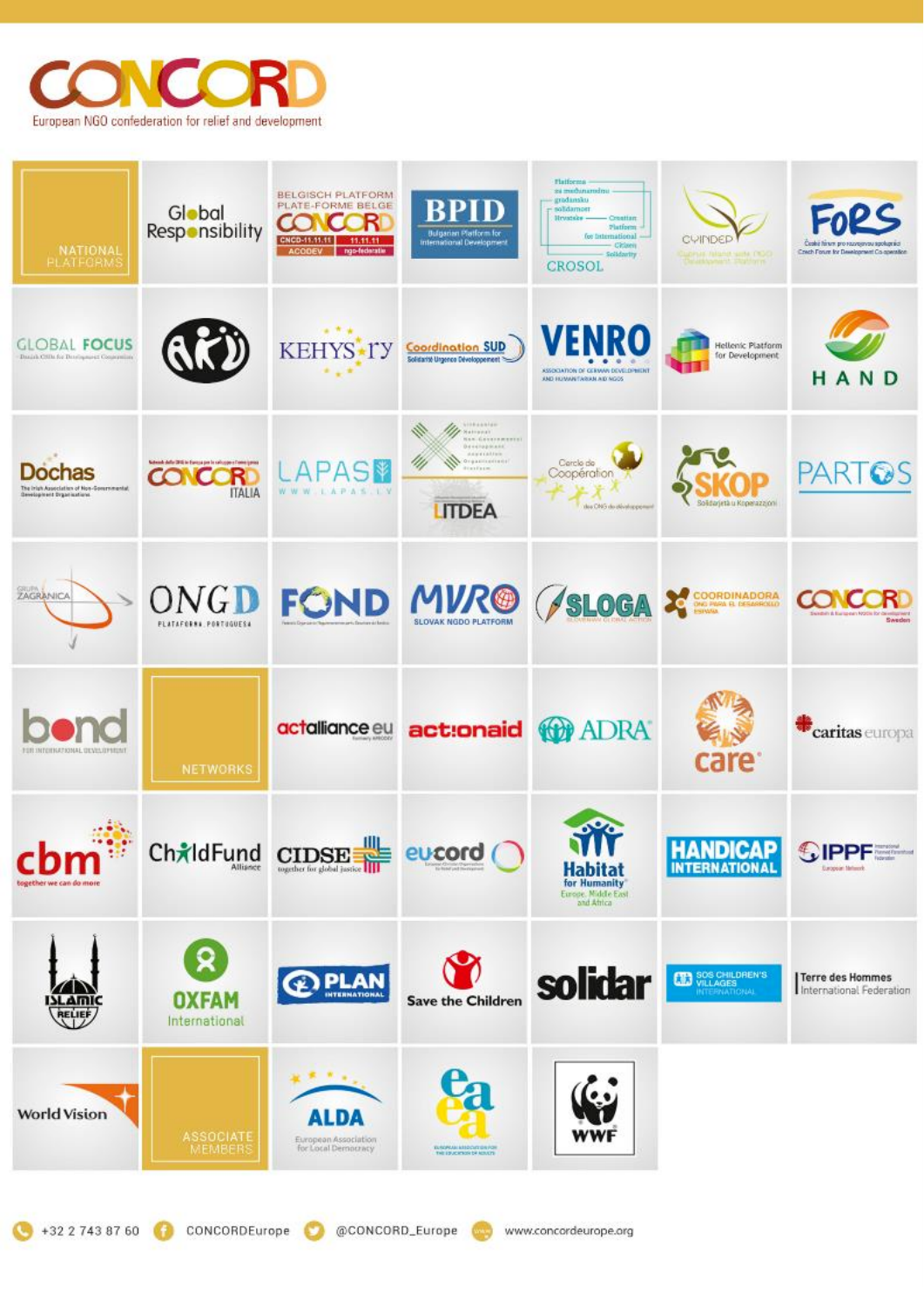# CONCORD

European NGO confederation for relief and development

NATIONAL PLATFORMS

Global Responsibility

BELGISCH PLATFORM PLATE-FORME BELGE CONCORD

BPID Bulgarian Platform for International Development

CROSOL

CYINDEP

FoRS Czech Forum for Development Co-operation

GLOBAL FOCUS

KEHYS ry

Coordination SUD

VENRO

Hellenic Platform for Development

HAND

Dóchas

CONCORD ITALIA

LAPAS

LITDEA

Cercle de Coopération

SKOP

PARTOS

ZAGRANICA

ONGD PLATAFORMA PORTUGUESA

FOND

MVRO SLOVAK NGDO PLATFORM

SLOGA

COORDINADORA ONG PARA EL DESARROLLO ESPAÑA

CONCORD Sweden

bond

NETWORKS

actalliance eu

actionaid

ADRA

care

caritas europa

cbm

ChildFund Alliance

CIDSE

eucord

Habitat for Humanity Europe, Middle East and Africa

HANDICAP INTERNATIONAL

IPPF European Network

ISLAMIC RELIEF

OXFAM International

PLAN INTERNATIONAL

Save the Children

solidar

SOS CHILDREN'S VILLAGES INTERNATIONAL

Terre des Hommes International Federation

World Vision

ASSOCIATE MEMBERS

ALDA European Association for Local Democracy

eaea

WWF

+32 2 743 87 60 | CONCORDEurope | @CONCORD_Europe | www.concordeurope.org